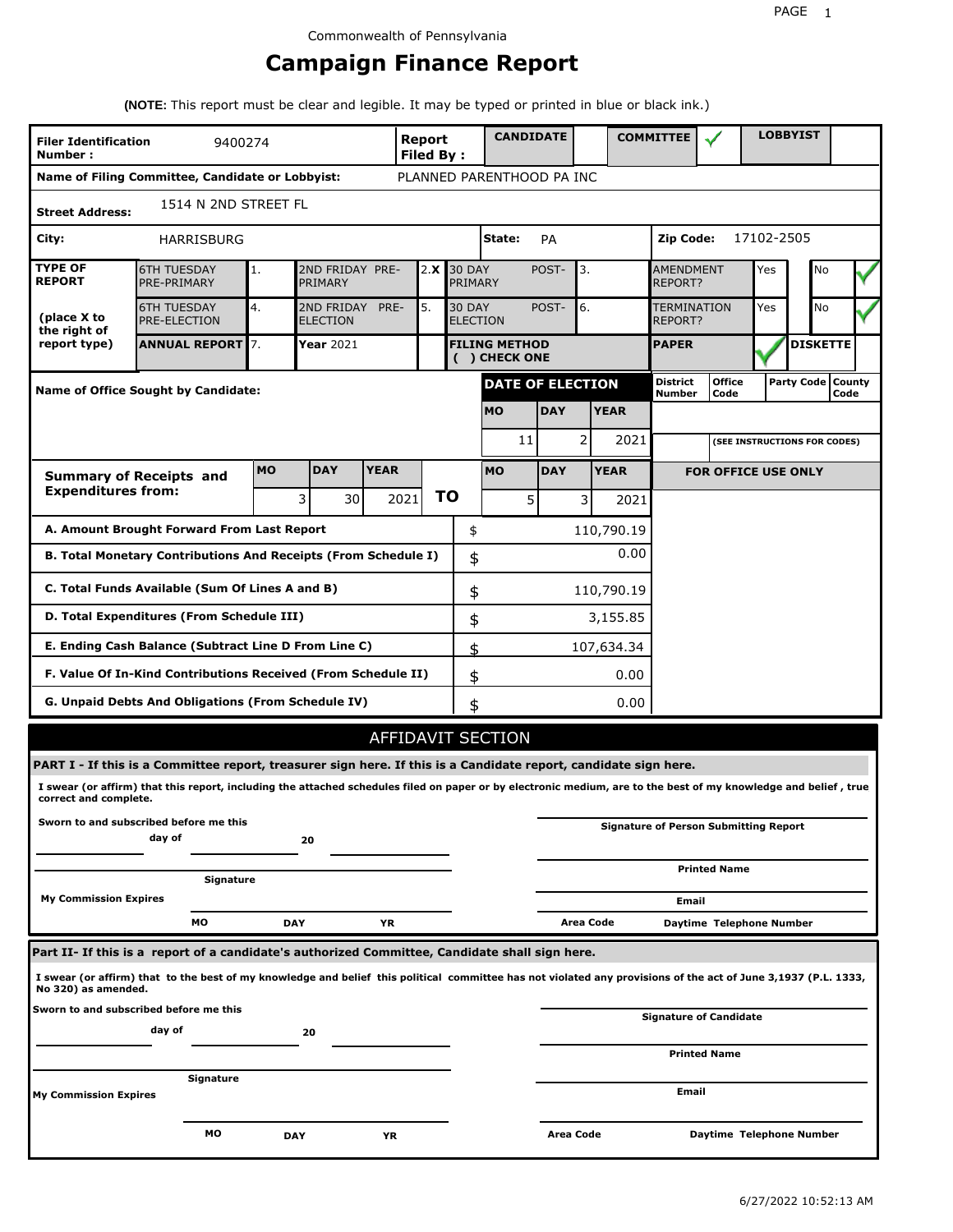Commonwealth of Pennsylvania

# Campaign Finance Report

**(NOTE:** This report must be clear and legible. It may be typed or printed in blue or black ink.)

| | | | |
|---|---|---|---|
| **Filer Identification Number :** | 9400274 | **Report Filed By :** | CANDIDATE [ ] COMMITTEE [✓] LOBBYIST [ ] |
| **Name of Filing Committee, Candidate or Lobbyist:** | PLANNED PARENTHOOD PA INC | | |
| **Street Address:** | 1514 N 2ND STREET FL | | |
| **City:** | HARRISBURG | **State:** PA | **Zip Code:** 17102-2505 |

| **TYPE OF REPORT** (place X to the right of report type) | | | | | | | |
|---|---|---|---|---|---|---|---|
| 6TH TUESDAY PRE-PRIMARY | 1. | 2ND FRIDAY PRE-PRIMARY | 2. X | 30 DAY POST-PRIMARY | 3. | AMENDMENT REPORT? | Yes [ ] No [✓] |
| 6TH TUESDAY PRE-ELECTION | 4. | 2ND FRIDAY PRE-ELECTION | 5. | 30 DAY POST-ELECTION | 6. | TERMINATION REPORT? | Yes [ ] No [✓] |
| **ANNUAL REPORT** | 7. | **Year** 2021 | | **FILING METHOD ( ) CHECK ONE** | | **PAPER** [✓] | **DISKETTE** [ ] |

| **Name of Office Sought by Candidate:** | **DATE OF ELECTION** MO | DAY | YEAR | District Number | Office Code | Party Code | County Code |
|---|---|---|---|---|---|---|---|
| | 11 | 2 | 2021 | | (SEE INSTRUCTIONS FOR CODES) | | |

| **Summary of Receipts and Expenditures from:** | MO | DAY | YEAR | | MO | DAY | YEAR |
|---|---|---|---|---|---|---|---|
| | 3 | 30 | 2021 | **TO** | 5 | 3 | 2021 |

**FOR OFFICE USE ONLY**

| | | |
|---|---|---|
| **A. Amount Brought Forward From Last Report** | $ | 110,790.19 |
| **B. Total Monetary Contributions And Receipts (From Schedule I)** | $ | 0.00 |
| **C. Total Funds Available (Sum Of Lines A and B)** | $ | 110,790.19 |
| **D. Total Expenditures (From Schedule III)** | $ | 3,155.85 |
| **E. Ending Cash Balance (Subtract Line D From Line C)** | $ | 107,634.34 |
| **F. Value Of In-Kind Contributions Received (From Schedule II)** | $ | 0.00 |
| **G. Unpaid Debts And Obligations (From Schedule IV)** | $ | 0.00 |

## AFFIDAVIT SECTION

**PART I - If this is a Committee report, treasurer sign here. If this is a Candidate report, candidate sign here.**

**I swear (or affirm) that this report, including the attached schedules filed on paper or by electronic medium, are to the best of my knowledge and belief , true correct and complete.**

**Sworn to and subscribed before me this** ______ **day of** ______ **20** ______

**Signature** ______

**My Commission Expires** **MO** ______ **DAY** ______ **YR** ______

**Signature of Person Submitting Report** ______

**Printed Name** ______

**Email** ______

**Area Code** ______ **Daytime Telephone Number** ______

**Part II- If this is a report of a candidate's authorized Committee, Candidate shall sign here.**

**I swear (or affirm) that to the best of my knowledge and belief this political committee has not violated any provisions of the act of June 3,1937 (P.L. 1333, No 320) as amended.**

**Sworn to and subscribed before me this** ______ **day of** ______ **20** ______

**Signature** ______

**My Commission Expires** **MO** ______ **DAY** ______ **YR** ______

**Signature of Candidate** ______

**Printed Name** ______

**Email** ______

**Area Code** ______ **Daytime Telephone Number** ______

6/27/2022 10:52:13 AM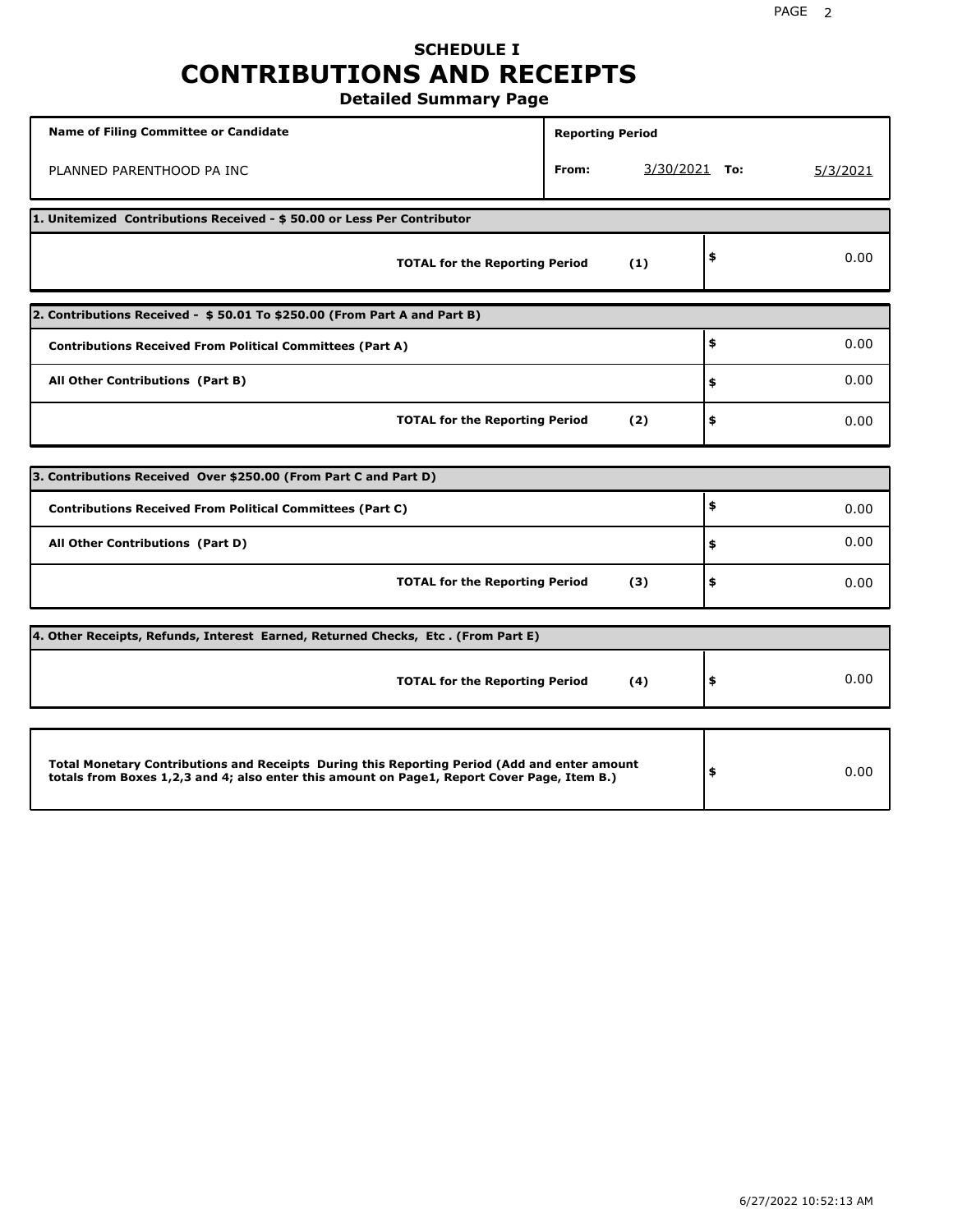# SCHEDULE I
# CONTRIBUTIONS AND RECEIPTS
## Detailed Summary Page

| Name of Filing Committee or Candidate | Reporting Period |
|---|---|
| PLANNED PARENTHOOD PA INC | From: 3/30/2021 To: 5/3/2021 |

**1. Unitemized Contributions Received - $ 50.00 or Less Per Contributor**

| | | |
|---|---|---|
| **TOTAL for the Reporting Period** | **(1)** | $ 0.00 |

**2. Contributions Received - $ 50.01 To $250.00 (From Part A and Part B)**

| | | |
|---|---|---|
| **Contributions Received From Political Committees (Part A)** | | $ 0.00 |
| **All Other Contributions (Part B)** | | $ 0.00 |
| **TOTAL for the Reporting Period** | **(2)** | $ 0.00 |

**3. Contributions Received Over $250.00 (From Part C and Part D)**

| | | |
|---|---|---|
| **Contributions Received From Political Committees (Part C)** | | $ 0.00 |
| **All Other Contributions (Part D)** | | $ 0.00 |
| **TOTAL for the Reporting Period** | **(3)** | $ 0.00 |

**4. Other Receipts, Refunds, Interest Earned, Returned Checks, Etc . (From Part E)**

| | | |
|---|---|---|
| **TOTAL for the Reporting Period** | **(4)** | $ 0.00 |

| | |
|---|---|
| **Total Monetary Contributions and Receipts During this Reporting Period (Add and enter amount totals from Boxes 1,2,3 and 4; also enter this amount on Page1, Report Cover Page, Item B.)** | $ 0.00 |

6/27/2022 10:52:13 AM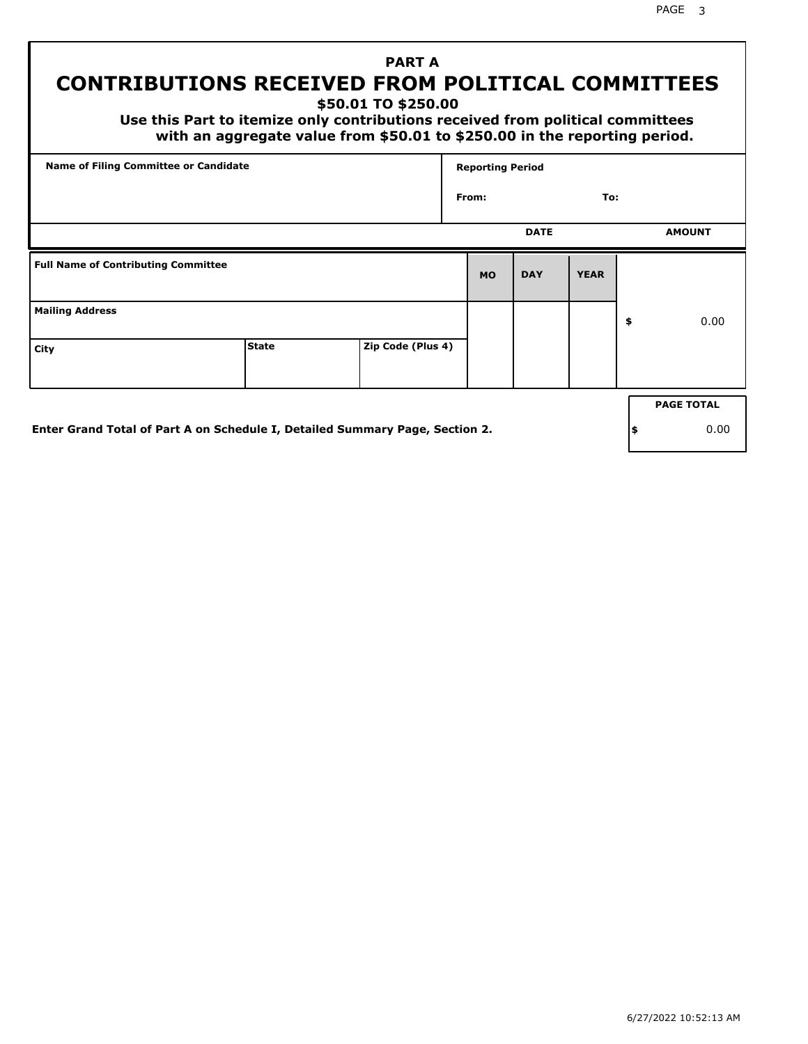# PART A
# CONTRIBUTIONS RECEIVED FROM POLITICAL COMMITTEES

**$50.01 TO $250.00**

**Use this Part to itemize only contributions received from political committees with an aggregate value from $50.01 to $250.00 in the reporting period.**

| Name of Filing Committee or Candidate | Reporting Period |
|---|---|
| | From: To: |

| | DATE | | | AMOUNT |
|---|---|---|---|---|
| **Full Name of Contributing Committee** | **MO** | **DAY** | **YEAR** | |
| **Mailing Address** | | | | $ 0.00 |
| **City** / **State** / **Zip Code (Plus 4)** | | | | |

**Enter Grand Total of Part A on Schedule I, Detailed Summary Page, Section 2.**

| PAGE TOTAL |
|---|
| $ 0.00 |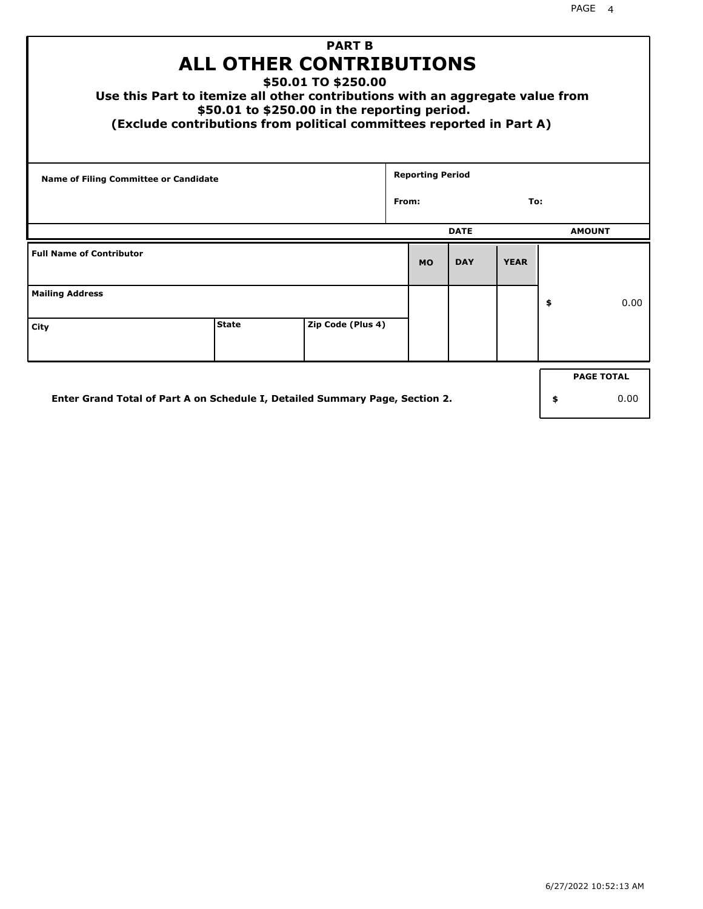# PART B
# ALL OTHER CONTRIBUTIONS
### $50.01 TO $250.00

**Use this Part to itemize all other contributions with an aggregate value from $50.01 to $250.00 in the reporting period.**
**(Exclude contributions from political committees reported in Part A)**

| Name of Filing Committee or Candidate | Reporting Period |
| --- | --- |
| | From: To: |

| Full Name of Contributor | | | DATE MO | DATE DAY | DATE YEAR | AMOUNT |
| --- | --- | --- | --- | --- | --- | --- |
| Mailing Address | | | | | | $ 0.00 |
| City | State | Zip Code (Plus 4) | | | | |

Enter Grand Total of Part A on Schedule I, Detailed Summary Page, Section 2.

| PAGE TOTAL |
| --- |
| $ 0.00 |

6/27/2022 10:52:13 AM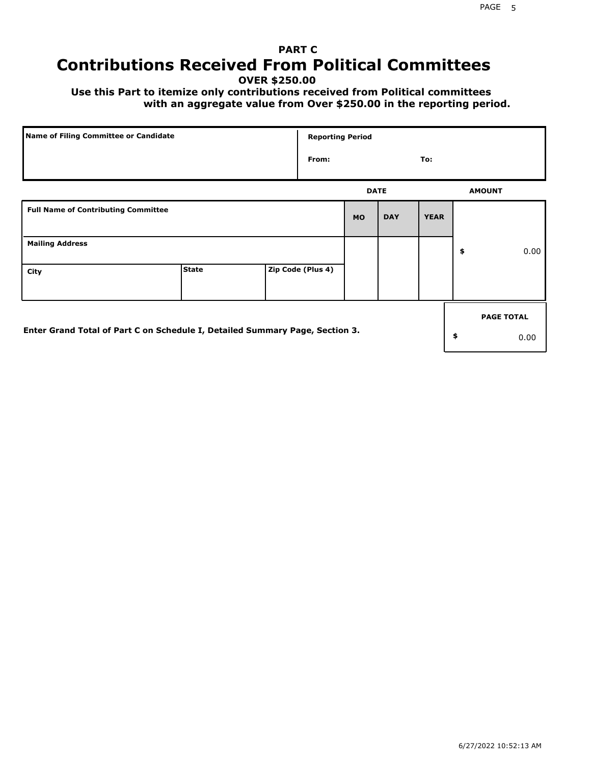## PART C

# Contributions Received From Political Committees

**OVER $250.00**

**Use this Part to itemize only contributions received from Political committees with an aggregate value from Over $250.00 in the reporting period.**

| Name of Filing Committee or Candidate | Reporting Period |
|---|---|
| | From: To: |

| Full Name of Contributing Committee | | | DATE MO | DAY | YEAR | AMOUNT |
|---|---|---|---|---|---|---|
| Mailing Address | | | | | | $ 0.00 |
| City | State | Zip Code (Plus 4) | | | | |

**Enter Grand Total of Part C on Schedule I, Detailed Summary Page, Section 3.**

| PAGE TOTAL |
|---|
| $ 0.00 |

6/27/2022 10:52:13 AM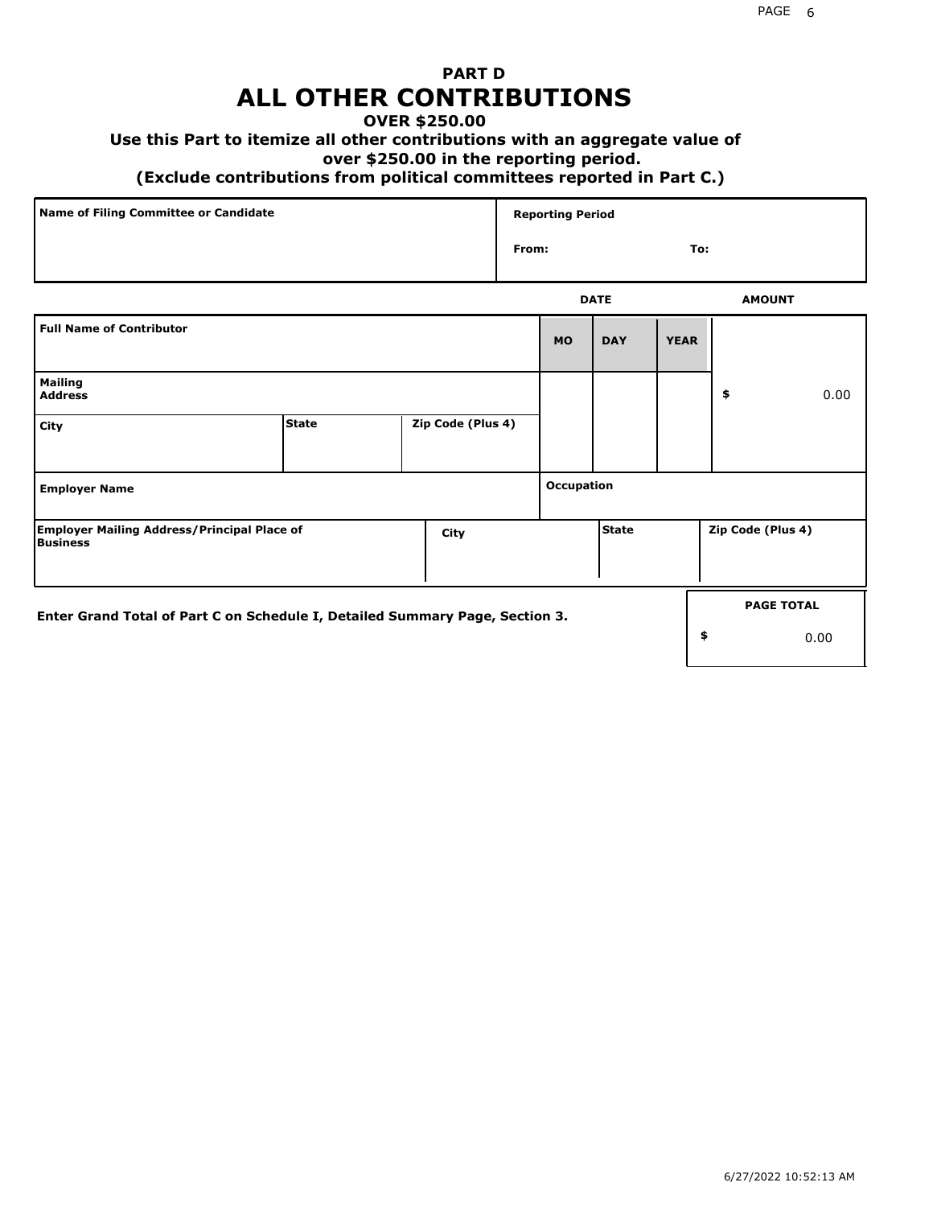# PART D
# ALL OTHER CONTRIBUTIONS
### OVER $250.00
### Use this Part to itemize all other contributions with an aggregate value of over $250.00 in the reporting period.
### (Exclude contributions from political committees reported in Part C.)

| Name of Filing Committee or Candidate | Reporting Period |
|---|---|
| | From: To: |

| Full Name of Contributor | | | DATE MO | DAY | YEAR | AMOUNT |
|---|---|---|---|---|---|---|
| Mailing Address | | | | | | $ 0.00 |
| City | State | Zip Code (Plus 4) | | | | |
| Employer Name | | | Occupation | | | |
| Employer Mailing Address/Principal Place of Business | City | | State | | Zip Code (Plus 4) | |

**Enter Grand Total of Part C on Schedule I, Detailed Summary Page, Section 3.**

| PAGE TOTAL |
|---|
| $ 0.00 |

6/27/2022 10:52:13 AM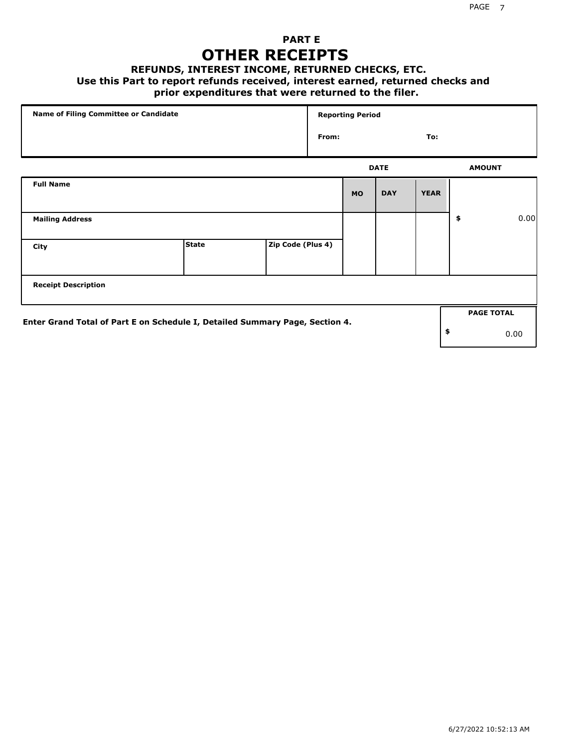## PART E
# OTHER RECEIPTS
### REFUNDS, INTEREST INCOME, RETURNED CHECKS, ETC.
**Use this Part to report refunds received, interest earned, returned checks and prior expenditures that were returned to the filer.**

| Name of Filing Committee or Candidate | Reporting Period | |
|---|---|---|
| | From: | To: |

| | | | DATE | | | AMOUNT |
|---|---|---|---|---|---|---|
| **Full Name** | | | **MO** | **DAY** | **YEAR** | |
| **Mailing Address** | | | | | | $ 0.00 |
| **City** | **State** | **Zip Code (Plus 4)** | | | | |
| **Receipt Description** | | | | | | |

**Enter Grand Total of Part E on Schedule I, Detailed Summary Page, Section 4.**

| PAGE TOTAL |
|---|
| $ 0.00 |

6/27/2022 10:52:13 AM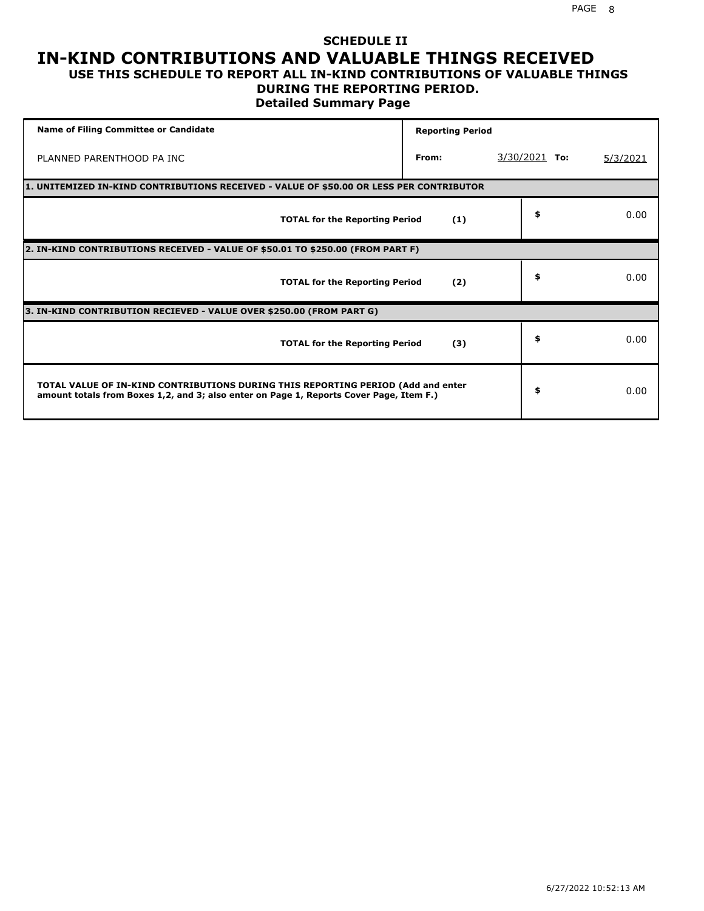# SCHEDULE II
# IN-KIND CONTRIBUTIONS AND VALUABLE THINGS RECEIVED
## USE THIS SCHEDULE TO REPORT ALL IN-KIND CONTRIBUTIONS OF VALUABLE THINGS DURING THE REPORTING PERIOD.
### Detailed Summary Page

| Name of Filing Committee or Candidate | Reporting Period | | | |
|---|---|---|---|---|
| PLANNED PARENTHOOD PA INC | From: | 3/30/2021 | To: | 5/3/2021 |

**1. UNITEMIZED IN-KIND CONTRIBUTIONS RECEIVED - VALUE OF $50.00 OR LESS PER CONTRIBUTOR**

| | | |
|---|---|---|
| **TOTAL for the Reporting Period** | **(1)** | $ 0.00 |

**2. IN-KIND CONTRIBUTIONS RECEIVED - VALUE OF $50.01 TO $250.00 (FROM PART F)**

| | | |
|---|---|---|
| **TOTAL for the Reporting Period** | **(2)** | $ 0.00 |

**3. IN-KIND CONTRIBUTION RECIEVED - VALUE OVER $250.00 (FROM PART G)**

| | | |
|---|---|---|
| **TOTAL for the Reporting Period** | **(3)** | $ 0.00 |

| | |
|---|---|
| **TOTAL VALUE OF IN-KIND CONTRIBUTIONS DURING THIS REPORTING PERIOD (Add and enter amount totals from Boxes 1,2, and 3; also enter on Page 1, Reports Cover Page, Item F.)** | $ 0.00 |

6/27/2022 10:52:13 AM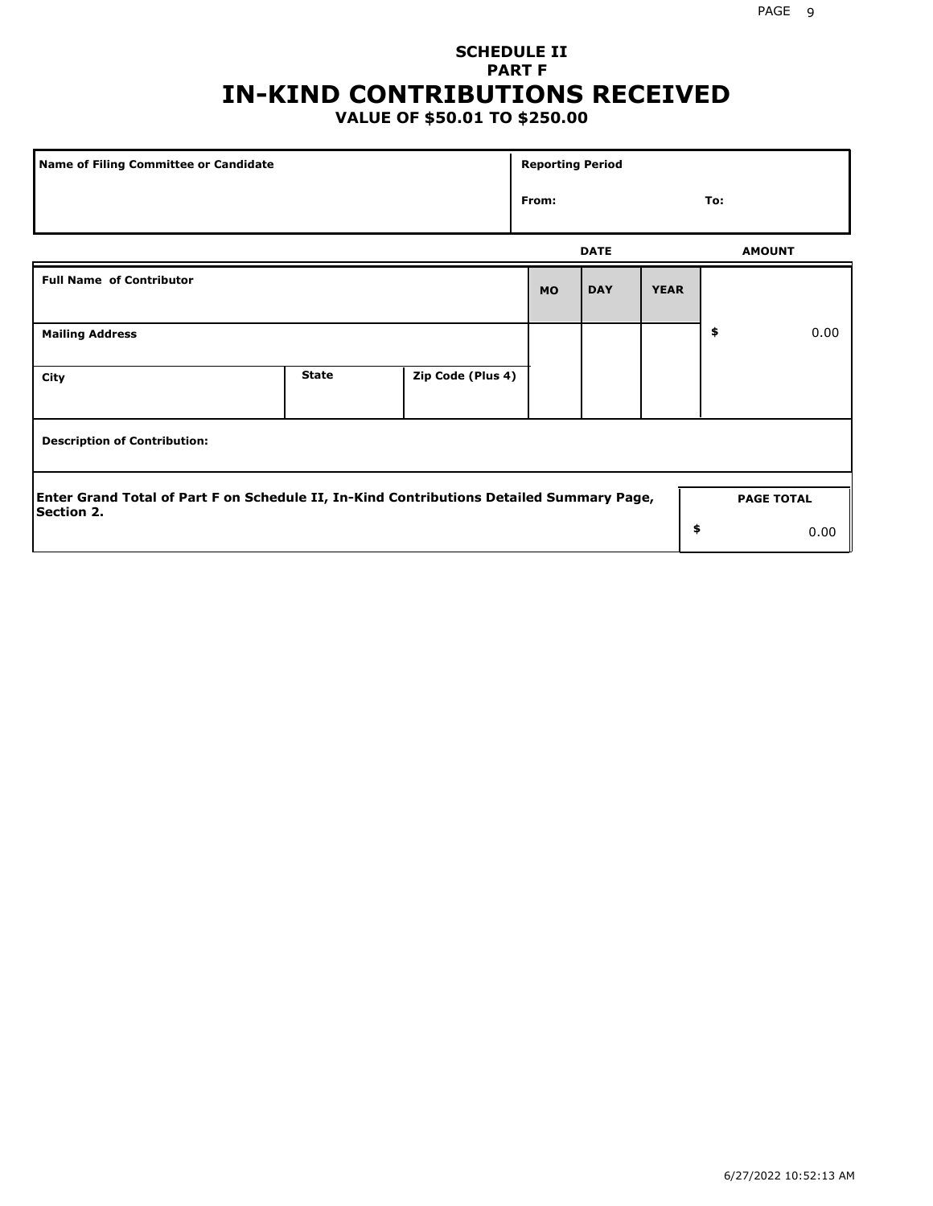# SCHEDULE II
## PART F
# IN-KIND CONTRIBUTIONS RECEIVED
### VALUE OF $50.01 TO $250.00

| Name of Filing Committee or Candidate | Reporting Period | |
|---|---|---|
| | From: | To: |

| Full Name of Contributor | | | DATE | | | AMOUNT |
|---|---|---|---|---|---|---|
| | | | MO | DAY | YEAR | |
| Mailing Address | | | | | | $ 0.00 |
| City | State | Zip Code (Plus 4) | | | | |
| Description of Contribution: | | | | | | |

| Enter Grand Total of Part F on Schedule II, In-Kind Contributions Detailed Summary Page, Section 2. | PAGE TOTAL |
|---|---|
| | $ 0.00 |

6/27/2022 10:52:13 AM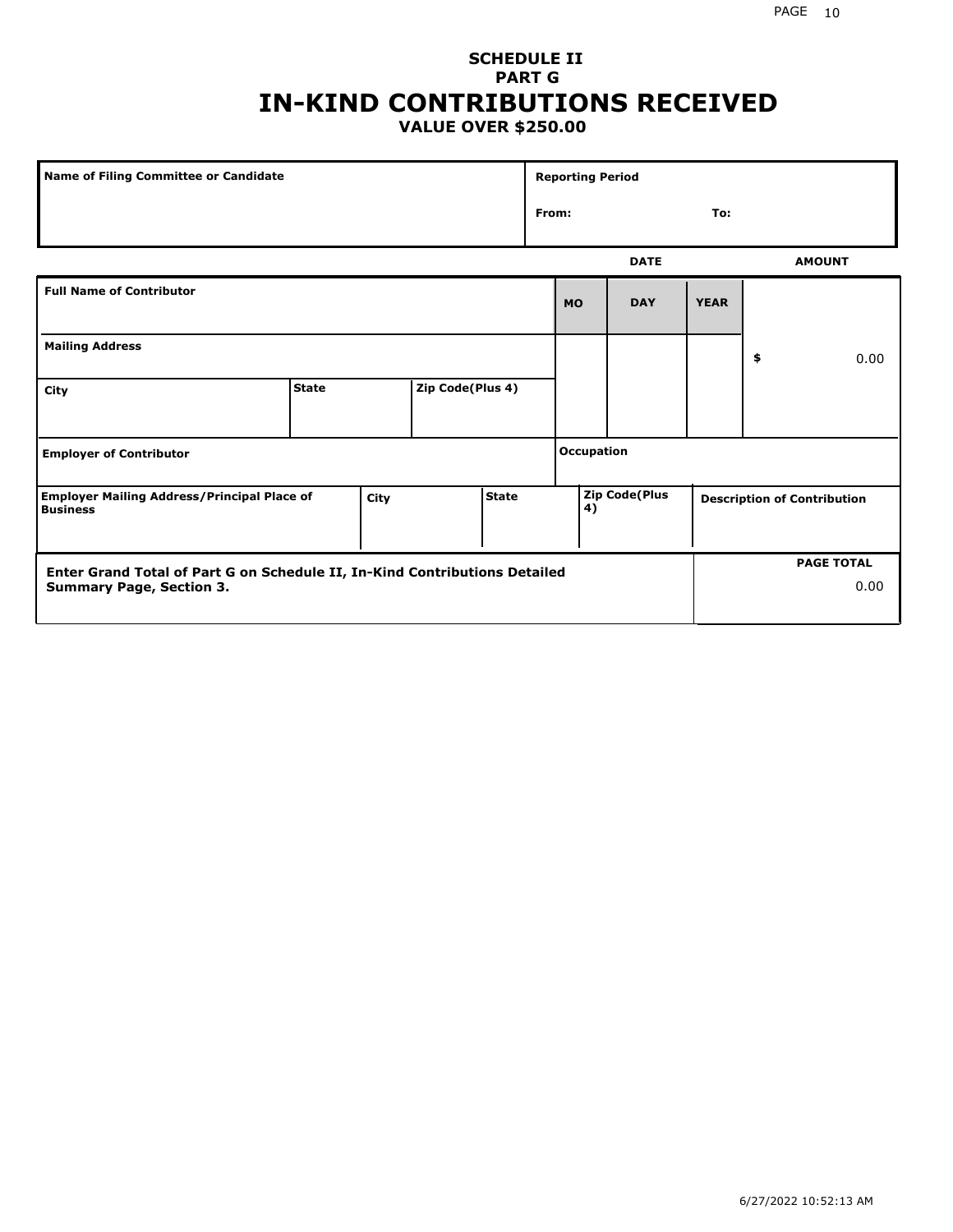# SCHEDULE II
## PART G
# IN-KIND CONTRIBUTIONS RECEIVED
### VALUE OVER $250.00

| Name of Filing Committee or Candidate | Reporting Period |
|---|---|
| | From: To: |

| Full Name of Contributor | | | DATE MO | DAY | YEAR | AMOUNT |
|---|---|---|---|---|---|---|
| Mailing Address | | | | | | $ 0.00 |
| City | State | Zip Code(Plus 4) | | | | |
| Employer of Contributor | | | Occupation | | | |
| Employer Mailing Address/Principal Place of Business | City | State | Zip Code(Plus 4) | | Description of Contribution | |

| Enter Grand Total of Part G on Schedule II, In-Kind Contributions Detailed Summary Page, Section 3. | PAGE TOTAL |
|---|---|
| | 0.00 |

6/27/2022 10:52:13 AM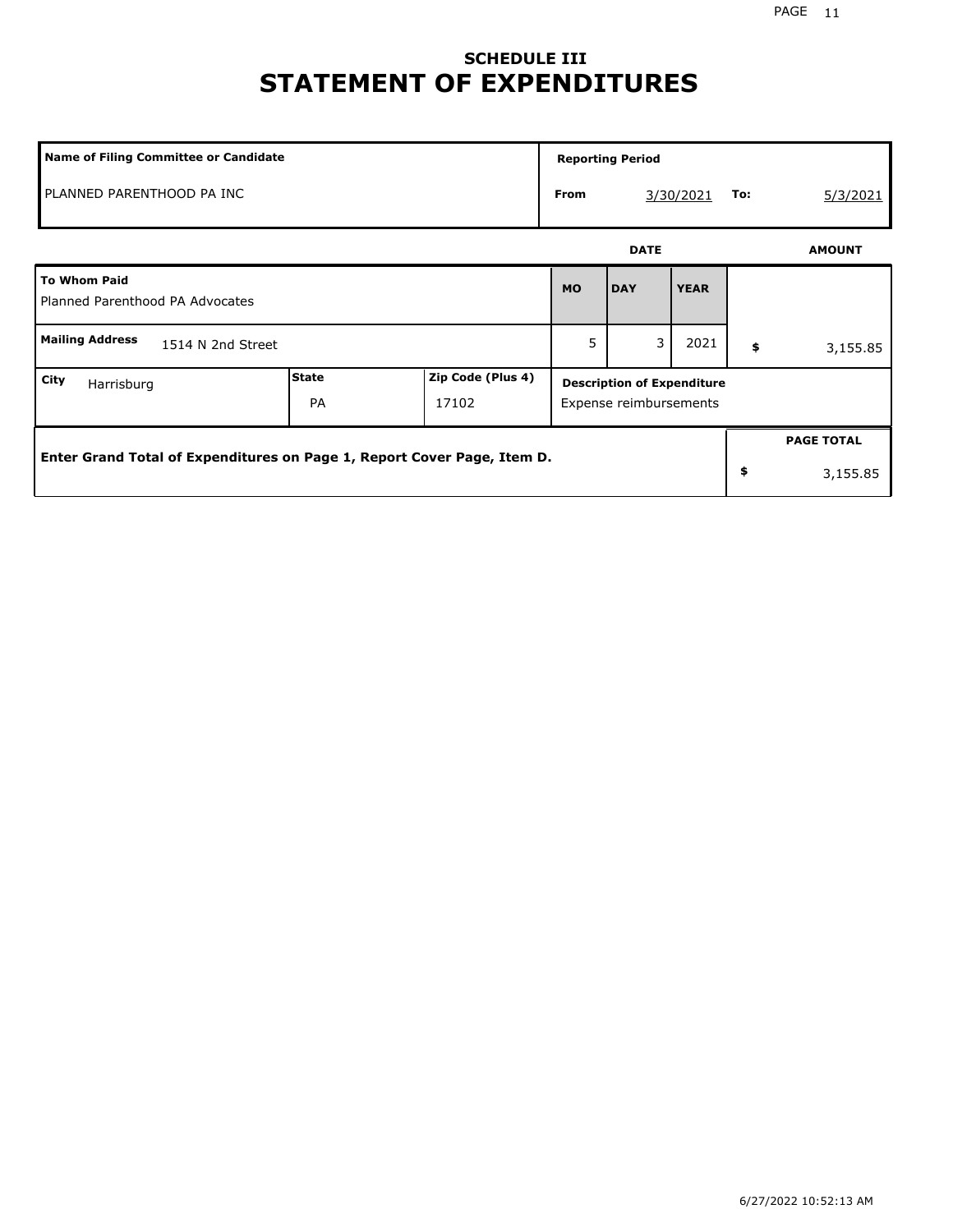**SCHEDULE III**

# STATEMENT OF EXPENDITURES

| Name of Filing Committee or Candidate | Reporting Period | |
|---|---|---|
| PLANNED PARENTHOOD PA INC | From 3/30/2021 | To: 5/3/2021 |

| To Whom Paid | | | DATE MO | DATE DAY | DATE YEAR | AMOUNT |
|---|---|---|---|---|---|---|
| Planned Parenthood PA Advocates | | | | | | |
| Mailing Address: 1514 N 2nd Street | | | 5 | 3 | 2021 | $ 3,155.85 |
| City: Harrisburg | State: PA | Zip Code (Plus 4): 17102 | Description of Expenditure: Expense reimbursements | | | |

| | PAGE TOTAL |
|---|---|
| **Enter Grand Total of Expenditures on Page 1, Report Cover Page, Item D.** | $ 3,155.85 |

6/27/2022 10:52:13 AM